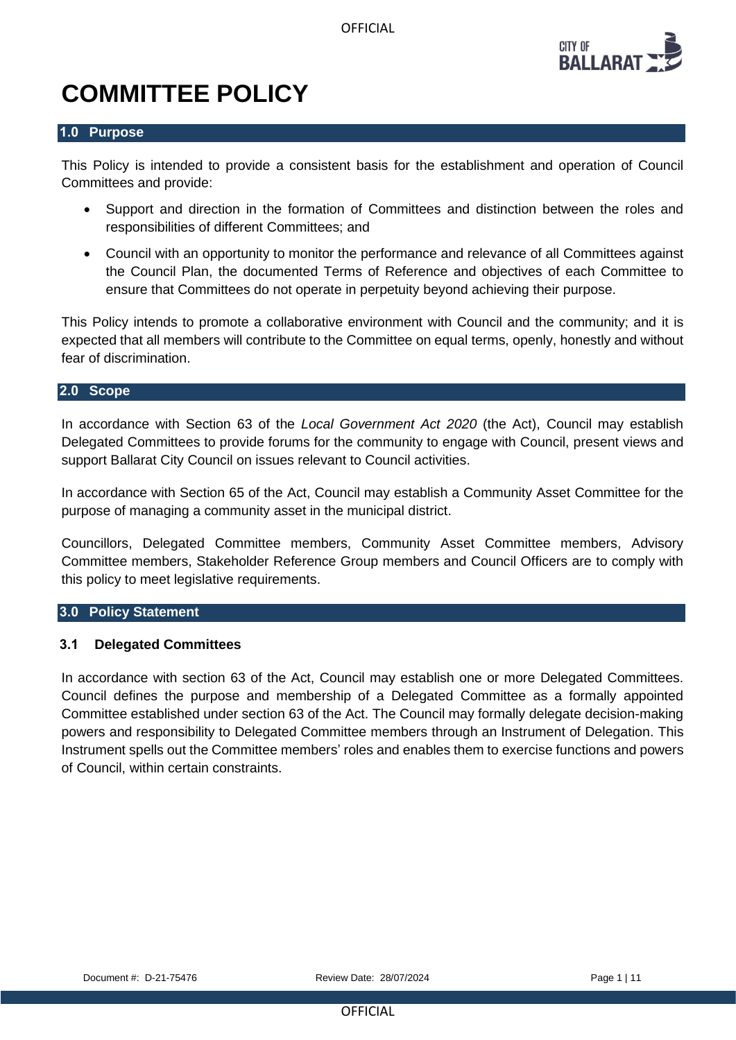# COMMITTEE POLICY

## 1.0 Purpose

This Policy is intended to provide a consistent basis for the establishment and operation of Council Committees and provide:

- Support and direction in the formation of Committees and distinction between the roles and responsibilities of different Committees; and
- Council with an opportunity to monitor the performance and relevance of all Committees against the Council Plan, the documented Terms of Reference and objectives of each Committee to ensure that Committees do not operate in perpetuity beyond achieving their purpose.

This Policy intends to promote a collaborative environment with Council and the community; and it is expected that all members will contribute to the Committee on equal terms, openly, honestly and without fear of discrimination.

## 2.0 Scope

In accordance with Section 63 of the *Local Government Act 2020* (the Act), Council may establish Delegated Committees to provide forums for the community to engage with Council, present views and support Ballarat City Council on issues relevant to Council activities.

In accordance with Section 65 of the Act, Council may establish a Community Asset Committee for the purpose of managing a community asset in the municipal district.

Councillors, Delegated Committee members, Community Asset Committee members, Advisory Committee members, Stakeholder Reference Group members and Council Officers are to comply with this policy to meet legislative requirements.

## 3.0 Policy Statement

### 3.1 Delegated Committees

In accordance with section 63 of the Act, Council may establish one or more Delegated Committees. Council defines the purpose and membership of a Delegated Committee as a formally appointed Committee established under section 63 of the Act. The Council may formally delegate decision-making powers and responsibility to Delegated Committee members through an Instrument of Delegation. This Instrument spells out the Committee members' roles and enables them to exercise functions and powers of Council, within certain constraints.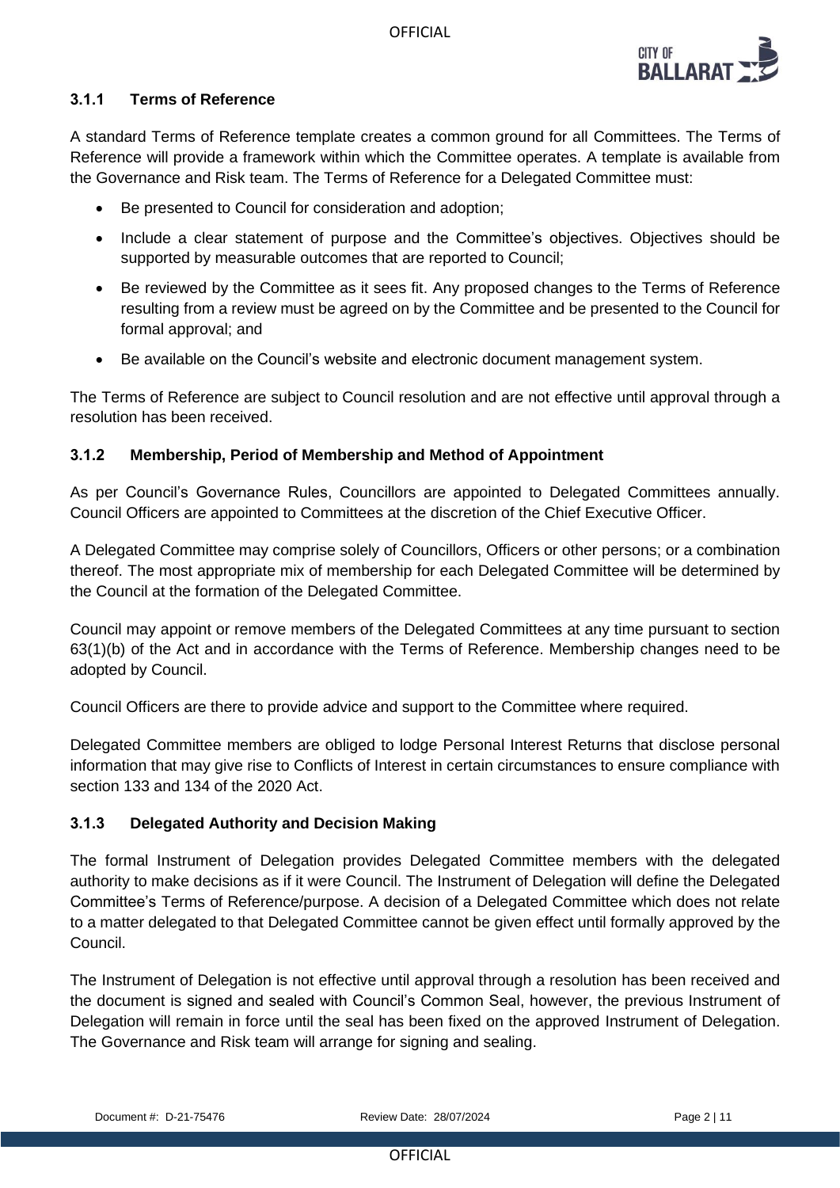### 3.1.1 Terms of Reference

A standard Terms of Reference template creates a common ground for all Committees. The Terms of Reference will provide a framework within which the Committee operates. A template is available from the Governance and Risk team. The Terms of Reference for a Delegated Committee must:

- Be presented to Council for consideration and adoption;
- Include a clear statement of purpose and the Committee's objectives. Objectives should be supported by measurable outcomes that are reported to Council;
- Be reviewed by the Committee as it sees fit. Any proposed changes to the Terms of Reference resulting from a review must be agreed on by the Committee and be presented to the Council for formal approval; and
- Be available on the Council's website and electronic document management system.

The Terms of Reference are subject to Council resolution and are not effective until approval through a resolution has been received.

### 3.1.2 Membership, Period of Membership and Method of Appointment

As per Council's Governance Rules, Councillors are appointed to Delegated Committees annually. Council Officers are appointed to Committees at the discretion of the Chief Executive Officer.

A Delegated Committee may comprise solely of Councillors, Officers or other persons; or a combination thereof. The most appropriate mix of membership for each Delegated Committee will be determined by the Council at the formation of the Delegated Committee.

Council may appoint or remove members of the Delegated Committees at any time pursuant to section 63(1)(b) of the Act and in accordance with the Terms of Reference. Membership changes need to be adopted by Council.

Council Officers are there to provide advice and support to the Committee where required.

Delegated Committee members are obliged to lodge Personal Interest Returns that disclose personal information that may give rise to Conflicts of Interest in certain circumstances to ensure compliance with section 133 and 134 of the 2020 Act.

### 3.1.3 Delegated Authority and Decision Making

The formal Instrument of Delegation provides Delegated Committee members with the delegated authority to make decisions as if it were Council. The Instrument of Delegation will define the Delegated Committee's Terms of Reference/purpose. A decision of a Delegated Committee which does not relate to a matter delegated to that Delegated Committee cannot be given effect until formally approved by the Council.

The Instrument of Delegation is not effective until approval through a resolution has been received and the document is signed and sealed with Council's Common Seal, however, the previous Instrument of Delegation will remain in force until the seal has been fixed on the approved Instrument of Delegation. The Governance and Risk team will arrange for signing and sealing.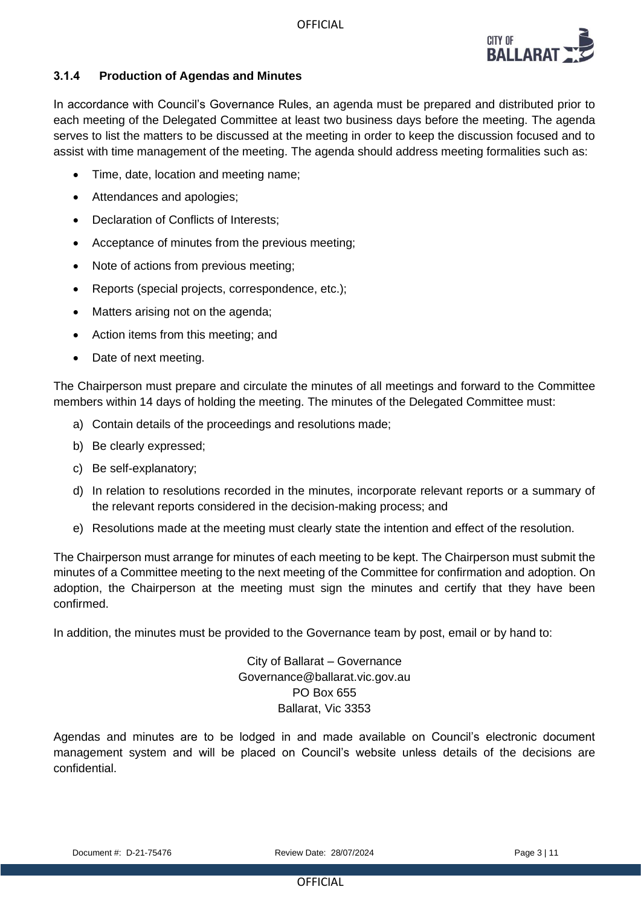### 3.1.4 Production of Agendas and Minutes

In accordance with Council's Governance Rules, an agenda must be prepared and distributed prior to each meeting of the Delegated Committee at least two business days before the meeting. The agenda serves to list the matters to be discussed at the meeting in order to keep the discussion focused and to assist with time management of the meeting. The agenda should address meeting formalities such as:

- Time, date, location and meeting name;
- Attendances and apologies;
- Declaration of Conflicts of Interests;
- Acceptance of minutes from the previous meeting;
- Note of actions from previous meeting;
- Reports (special projects, correspondence, etc.);
- Matters arising not on the agenda;
- Action items from this meeting; and
- Date of next meeting.

The Chairperson must prepare and circulate the minutes of all meetings and forward to the Committee members within 14 days of holding the meeting. The minutes of the Delegated Committee must:

a) Contain details of the proceedings and resolutions made;
b) Be clearly expressed;
c) Be self-explanatory;
d) In relation to resolutions recorded in the minutes, incorporate relevant reports or a summary of the relevant reports considered in the decision-making process; and
e) Resolutions made at the meeting must clearly state the intention and effect of the resolution.

The Chairperson must arrange for minutes of each meeting to be kept. The Chairperson must submit the minutes of a Committee meeting to the next meeting of the Committee for confirmation and adoption. On adoption, the Chairperson at the meeting must sign the minutes and certify that they have been confirmed.

In addition, the minutes must be provided to the Governance team by post, email or by hand to:

City of Ballarat – Governance
Governance@ballarat.vic.gov.au
PO Box 655
Ballarat, Vic 3353

Agendas and minutes are to be lodged in and made available on Council's electronic document management system and will be placed on Council's website unless details of the decisions are confidential.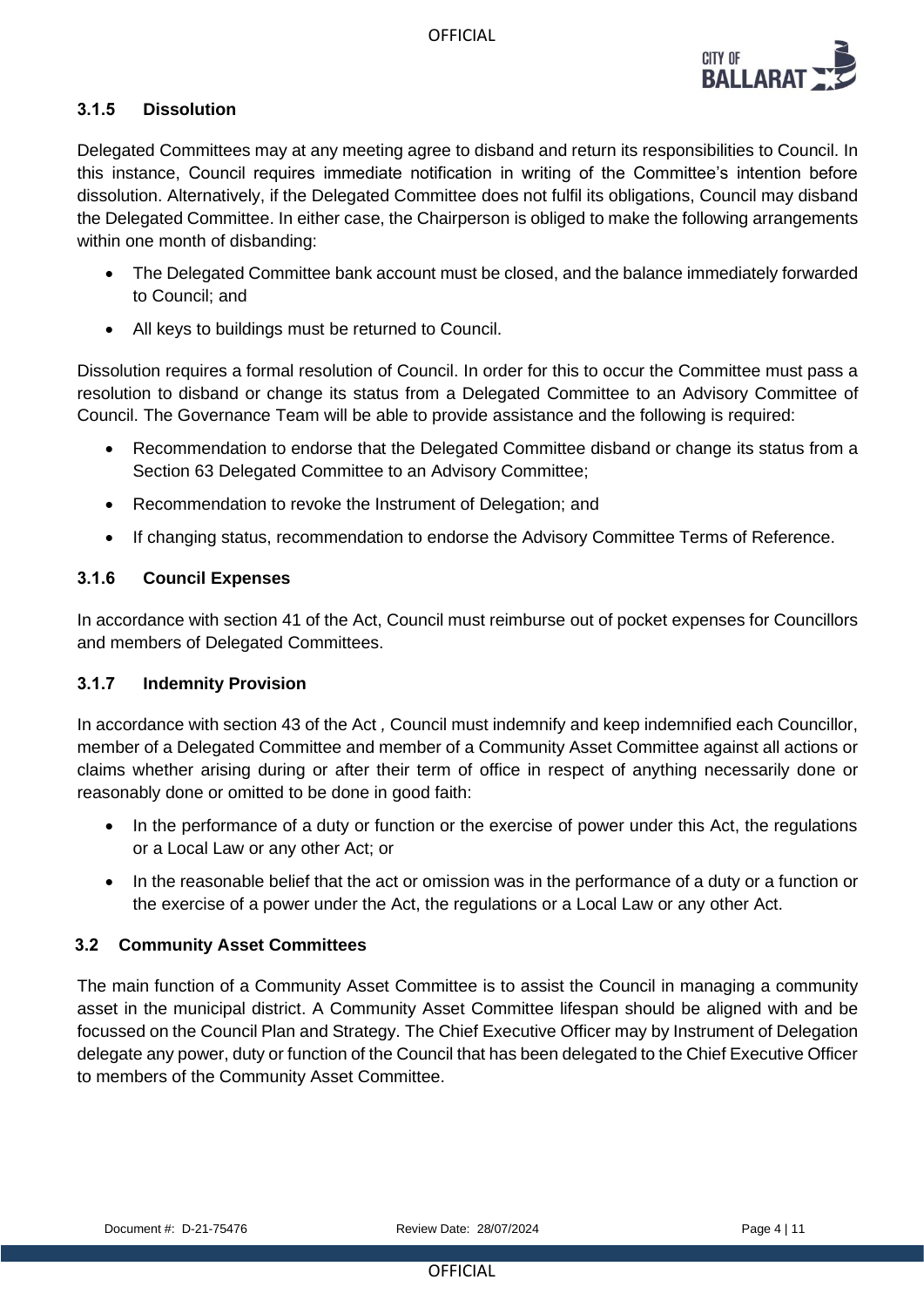### 3.1.5 Dissolution

Delegated Committees may at any meeting agree to disband and return its responsibilities to Council. In this instance, Council requires immediate notification in writing of the Committee's intention before dissolution. Alternatively, if the Delegated Committee does not fulfil its obligations, Council may disband the Delegated Committee. In either case, the Chairperson is obliged to make the following arrangements within one month of disbanding:

- The Delegated Committee bank account must be closed, and the balance immediately forwarded to Council; and
- All keys to buildings must be returned to Council.

Dissolution requires a formal resolution of Council. In order for this to occur the Committee must pass a resolution to disband or change its status from a Delegated Committee to an Advisory Committee of Council. The Governance Team will be able to provide assistance and the following is required:

- Recommendation to endorse that the Delegated Committee disband or change its status from a Section 63 Delegated Committee to an Advisory Committee;
- Recommendation to revoke the Instrument of Delegation; and
- If changing status, recommendation to endorse the Advisory Committee Terms of Reference.

### 3.1.6 Council Expenses

In accordance with section 41 of the Act, Council must reimburse out of pocket expenses for Councillors and members of Delegated Committees.

### 3.1.7 Indemnity Provision

In accordance with section 43 of the Act , Council must indemnify and keep indemnified each Councillor, member of a Delegated Committee and member of a Community Asset Committee against all actions or claims whether arising during or after their term of office in respect of anything necessarily done or reasonably done or omitted to be done in good faith:

- In the performance of a duty or function or the exercise of power under this Act, the regulations or a Local Law or any other Act; or
- In the reasonable belief that the act or omission was in the performance of a duty or a function or the exercise of a power under the Act, the regulations or a Local Law or any other Act.

## 3.2 Community Asset Committees

The main function of a Community Asset Committee is to assist the Council in managing a community asset in the municipal district. A Community Asset Committee lifespan should be aligned with and be focussed on the Council Plan and Strategy. The Chief Executive Officer may by Instrument of Delegation delegate any power, duty or function of the Council that has been delegated to the Chief Executive Officer to members of the Community Asset Committee.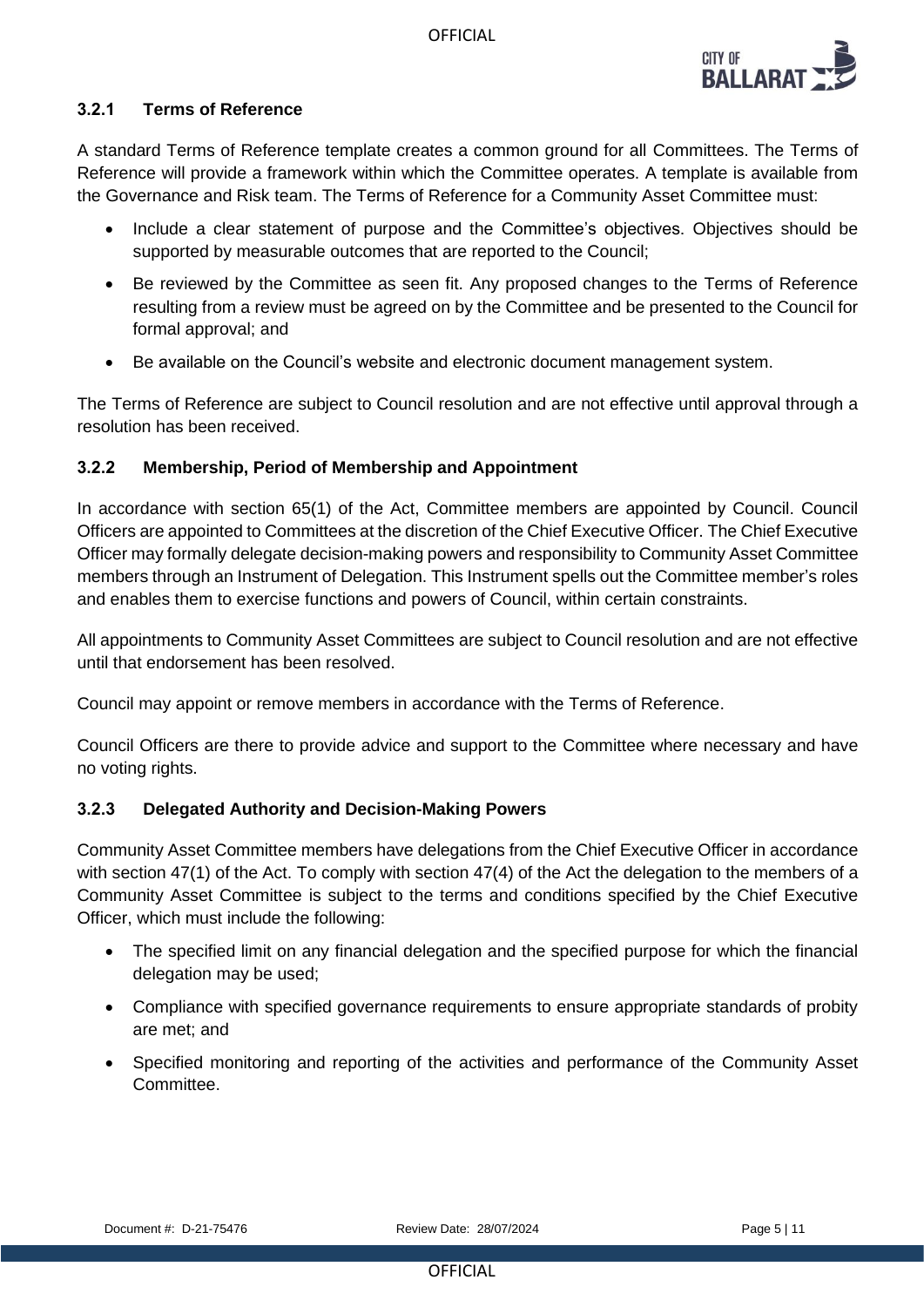### 3.2.1 Terms of Reference

A standard Terms of Reference template creates a common ground for all Committees. The Terms of Reference will provide a framework within which the Committee operates. A template is available from the Governance and Risk team. The Terms of Reference for a Community Asset Committee must:

- Include a clear statement of purpose and the Committee's objectives. Objectives should be supported by measurable outcomes that are reported to the Council;
- Be reviewed by the Committee as seen fit. Any proposed changes to the Terms of Reference resulting from a review must be agreed on by the Committee and be presented to the Council for formal approval; and
- Be available on the Council's website and electronic document management system.

The Terms of Reference are subject to Council resolution and are not effective until approval through a resolution has been received.

### 3.2.2 Membership, Period of Membership and Appointment

In accordance with section 65(1) of the Act, Committee members are appointed by Council. Council Officers are appointed to Committees at the discretion of the Chief Executive Officer. The Chief Executive Officer may formally delegate decision-making powers and responsibility to Community Asset Committee members through an Instrument of Delegation. This Instrument spells out the Committee member's roles and enables them to exercise functions and powers of Council, within certain constraints.

All appointments to Community Asset Committees are subject to Council resolution and are not effective until that endorsement has been resolved.

Council may appoint or remove members in accordance with the Terms of Reference.

Council Officers are there to provide advice and support to the Committee where necessary and have no voting rights.

### 3.2.3 Delegated Authority and Decision-Making Powers

Community Asset Committee members have delegations from the Chief Executive Officer in accordance with section 47(1) of the Act. To comply with section 47(4) of the Act the delegation to the members of a Community Asset Committee is subject to the terms and conditions specified by the Chief Executive Officer, which must include the following:

- The specified limit on any financial delegation and the specified purpose for which the financial delegation may be used;
- Compliance with specified governance requirements to ensure appropriate standards of probity are met; and
- Specified monitoring and reporting of the activities and performance of the Community Asset Committee.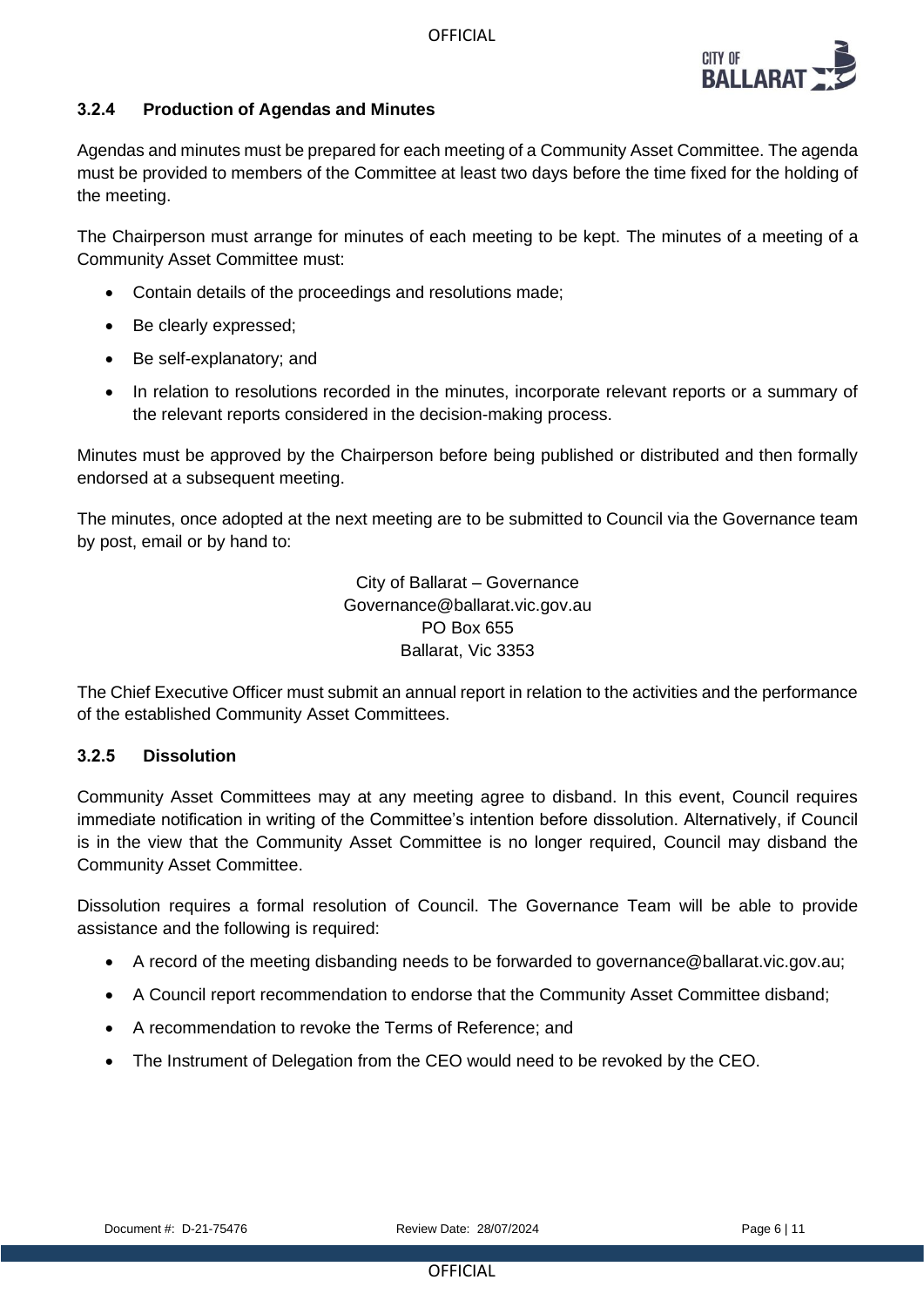### 3.2.4 Production of Agendas and Minutes

Agendas and minutes must be prepared for each meeting of a Community Asset Committee. The agenda must be provided to members of the Committee at least two days before the time fixed for the holding of the meeting.

The Chairperson must arrange for minutes of each meeting to be kept. The minutes of a meeting of a Community Asset Committee must:

- Contain details of the proceedings and resolutions made;
- Be clearly expressed;
- Be self-explanatory; and
- In relation to resolutions recorded in the minutes, incorporate relevant reports or a summary of the relevant reports considered in the decision-making process.

Minutes must be approved by the Chairperson before being published or distributed and then formally endorsed at a subsequent meeting.

The minutes, once adopted at the next meeting are to be submitted to Council via the Governance team by post, email or by hand to:

City of Ballarat – Governance
Governance@ballarat.vic.gov.au
PO Box 655
Ballarat, Vic 3353

The Chief Executive Officer must submit an annual report in relation to the activities and the performance of the established Community Asset Committees.

### 3.2.5 Dissolution

Community Asset Committees may at any meeting agree to disband. In this event, Council requires immediate notification in writing of the Committee's intention before dissolution. Alternatively, if Council is in the view that the Community Asset Committee is no longer required, Council may disband the Community Asset Committee.

Dissolution requires a formal resolution of Council. The Governance Team will be able to provide assistance and the following is required:

- A record of the meeting disbanding needs to be forwarded to governance@ballarat.vic.gov.au;
- A Council report recommendation to endorse that the Community Asset Committee disband;
- A recommendation to revoke the Terms of Reference; and
- The Instrument of Delegation from the CEO would need to be revoked by the CEO.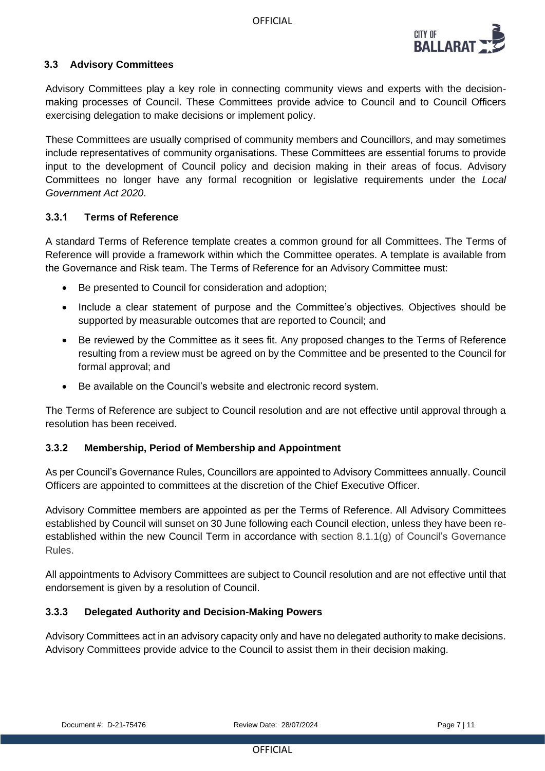### 3.3 Advisory Committees

Advisory Committees play a key role in connecting community views and experts with the decision-making processes of Council. These Committees provide advice to Council and to Council Officers exercising delegation to make decisions or implement policy.

These Committees are usually comprised of community members and Councillors, and may sometimes include representatives of community organisations. These Committees are essential forums to provide input to the development of Council policy and decision making in their areas of focus. Advisory Committees no longer have any formal recognition or legislative requirements under the *Local Government Act 2020*.

#### 3.3.1 Terms of Reference

A standard Terms of Reference template creates a common ground for all Committees. The Terms of Reference will provide a framework within which the Committee operates. A template is available from the Governance and Risk team. The Terms of Reference for an Advisory Committee must:

- Be presented to Council for consideration and adoption;
- Include a clear statement of purpose and the Committee's objectives. Objectives should be supported by measurable outcomes that are reported to Council; and
- Be reviewed by the Committee as it sees fit. Any proposed changes to the Terms of Reference resulting from a review must be agreed on by the Committee and be presented to the Council for formal approval; and
- Be available on the Council's website and electronic record system.

The Terms of Reference are subject to Council resolution and are not effective until approval through a resolution has been received.

#### 3.3.2 Membership, Period of Membership and Appointment

As per Council's Governance Rules, Councillors are appointed to Advisory Committees annually. Council Officers are appointed to committees at the discretion of the Chief Executive Officer.

Advisory Committee members are appointed as per the Terms of Reference. All Advisory Committees established by Council will sunset on 30 June following each Council election, unless they have been re-established within the new Council Term in accordance with section 8.1.1(g) of Council's Governance Rules.

All appointments to Advisory Committees are subject to Council resolution and are not effective until that endorsement is given by a resolution of Council.

#### 3.3.3 Delegated Authority and Decision-Making Powers

Advisory Committees act in an advisory capacity only and have no delegated authority to make decisions. Advisory Committees provide advice to the Council to assist them in their decision making.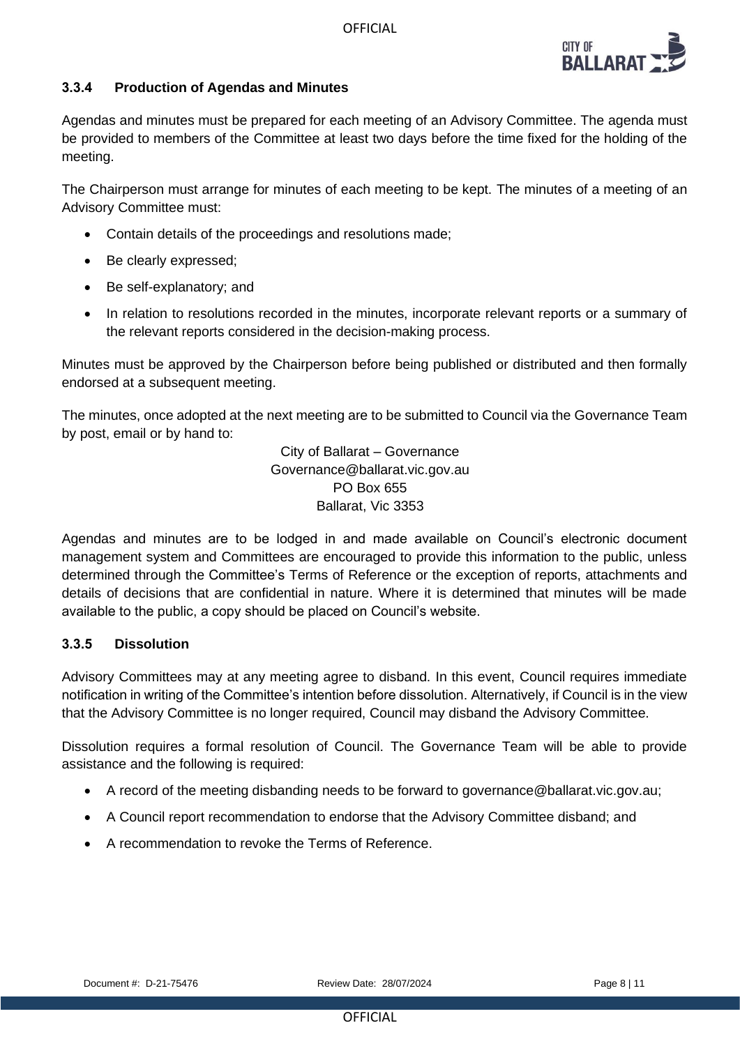### 3.3.4 Production of Agendas and Minutes

Agendas and minutes must be prepared for each meeting of an Advisory Committee. The agenda must be provided to members of the Committee at least two days before the time fixed for the holding of the meeting.

The Chairperson must arrange for minutes of each meeting to be kept. The minutes of a meeting of an Advisory Committee must:

- Contain details of the proceedings and resolutions made;
- Be clearly expressed;
- Be self-explanatory; and
- In relation to resolutions recorded in the minutes, incorporate relevant reports or a summary of the relevant reports considered in the decision-making process.

Minutes must be approved by the Chairperson before being published or distributed and then formally endorsed at a subsequent meeting.

The minutes, once adopted at the next meeting are to be submitted to Council via the Governance Team by post, email or by hand to:

City of Ballarat – Governance
Governance@ballarat.vic.gov.au
PO Box 655
Ballarat, Vic 3353

Agendas and minutes are to be lodged in and made available on Council's electronic document management system and Committees are encouraged to provide this information to the public, unless determined through the Committee's Terms of Reference or the exception of reports, attachments and details of decisions that are confidential in nature. Where it is determined that minutes will be made available to the public, a copy should be placed on Council's website.

### 3.3.5 Dissolution

Advisory Committees may at any meeting agree to disband. In this event, Council requires immediate notification in writing of the Committee's intention before dissolution. Alternatively, if Council is in the view that the Advisory Committee is no longer required, Council may disband the Advisory Committee.

Dissolution requires a formal resolution of Council. The Governance Team will be able to provide assistance and the following is required:

- A record of the meeting disbanding needs to be forward to governance@ballarat.vic.gov.au;
- A Council report recommendation to endorse that the Advisory Committee disband; and
- A recommendation to revoke the Terms of Reference.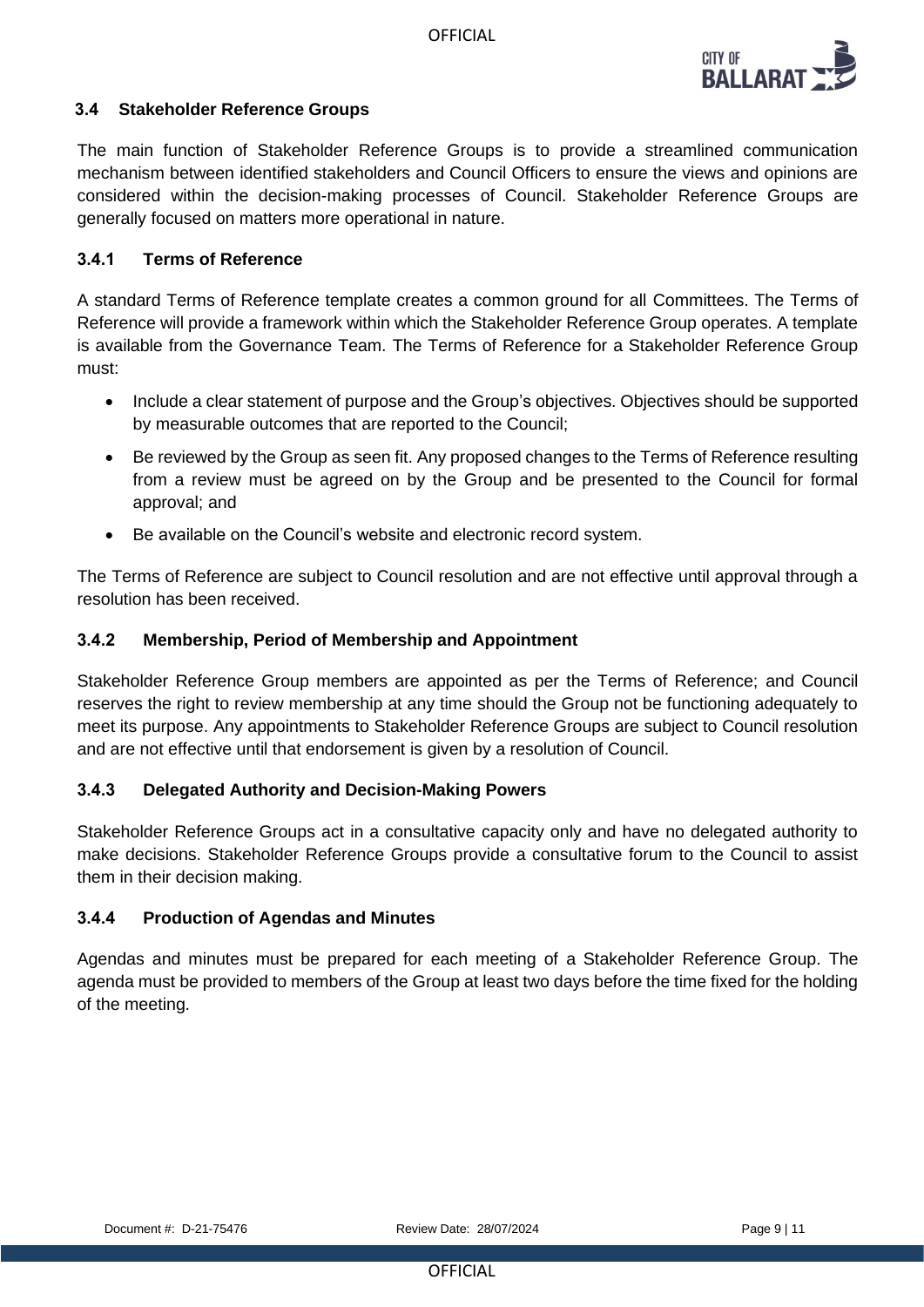### 3.4 Stakeholder Reference Groups

The main function of Stakeholder Reference Groups is to provide a streamlined communication mechanism between identified stakeholders and Council Officers to ensure the views and opinions are considered within the decision-making processes of Council. Stakeholder Reference Groups are generally focused on matters more operational in nature.

#### 3.4.1 Terms of Reference

A standard Terms of Reference template creates a common ground for all Committees. The Terms of Reference will provide a framework within which the Stakeholder Reference Group operates. A template is available from the Governance Team. The Terms of Reference for a Stakeholder Reference Group must:

- Include a clear statement of purpose and the Group's objectives. Objectives should be supported by measurable outcomes that are reported to the Council;
- Be reviewed by the Group as seen fit. Any proposed changes to the Terms of Reference resulting from a review must be agreed on by the Group and be presented to the Council for formal approval; and
- Be available on the Council's website and electronic record system.

The Terms of Reference are subject to Council resolution and are not effective until approval through a resolution has been received.

#### 3.4.2 Membership, Period of Membership and Appointment

Stakeholder Reference Group members are appointed as per the Terms of Reference; and Council reserves the right to review membership at any time should the Group not be functioning adequately to meet its purpose. Any appointments to Stakeholder Reference Groups are subject to Council resolution and are not effective until that endorsement is given by a resolution of Council.

#### 3.4.3 Delegated Authority and Decision-Making Powers

Stakeholder Reference Groups act in a consultative capacity only and have no delegated authority to make decisions. Stakeholder Reference Groups provide a consultative forum to the Council to assist them in their decision making.

#### 3.4.4 Production of Agendas and Minutes

Agendas and minutes must be prepared for each meeting of a Stakeholder Reference Group. The agenda must be provided to members of the Group at least two days before the time fixed for the holding of the meeting.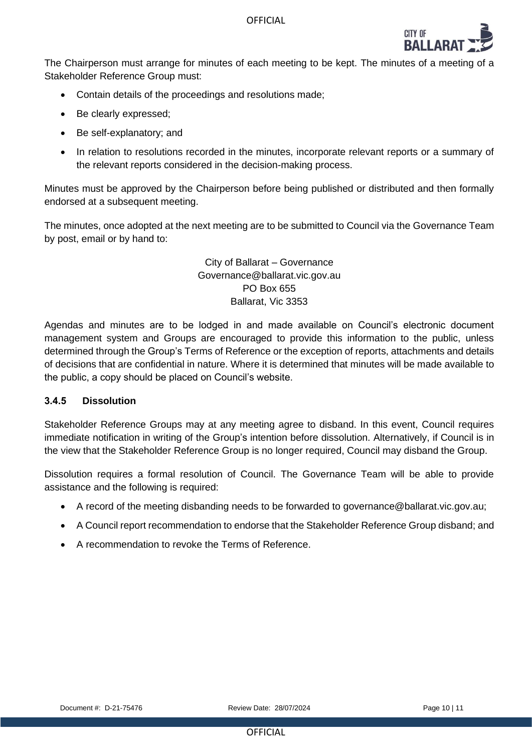The Chairperson must arrange for minutes of each meeting to be kept. The minutes of a meeting of a Stakeholder Reference Group must:

- Contain details of the proceedings and resolutions made;
- Be clearly expressed;
- Be self-explanatory; and
- In relation to resolutions recorded in the minutes, incorporate relevant reports or a summary of the relevant reports considered in the decision-making process.

Minutes must be approved by the Chairperson before being published or distributed and then formally endorsed at a subsequent meeting.

The minutes, once adopted at the next meeting are to be submitted to Council via the Governance Team by post, email or by hand to:

City of Ballarat – Governance
Governance@ballarat.vic.gov.au
PO Box 655
Ballarat, Vic 3353

Agendas and minutes are to be lodged in and made available on Council's electronic document management system and Groups are encouraged to provide this information to the public, unless determined through the Group's Terms of Reference or the exception of reports, attachments and details of decisions that are confidential in nature. Where it is determined that minutes will be made available to the public, a copy should be placed on Council's website.

### 3.4.5 Dissolution

Stakeholder Reference Groups may at any meeting agree to disband. In this event, Council requires immediate notification in writing of the Group's intention before dissolution. Alternatively, if Council is in the view that the Stakeholder Reference Group is no longer required, Council may disband the Group.

Dissolution requires a formal resolution of Council. The Governance Team will be able to provide assistance and the following is required:

- A record of the meeting disbanding needs to be forwarded to governance@ballarat.vic.gov.au;
- A Council report recommendation to endorse that the Stakeholder Reference Group disband; and
- A recommendation to revoke the Terms of Reference.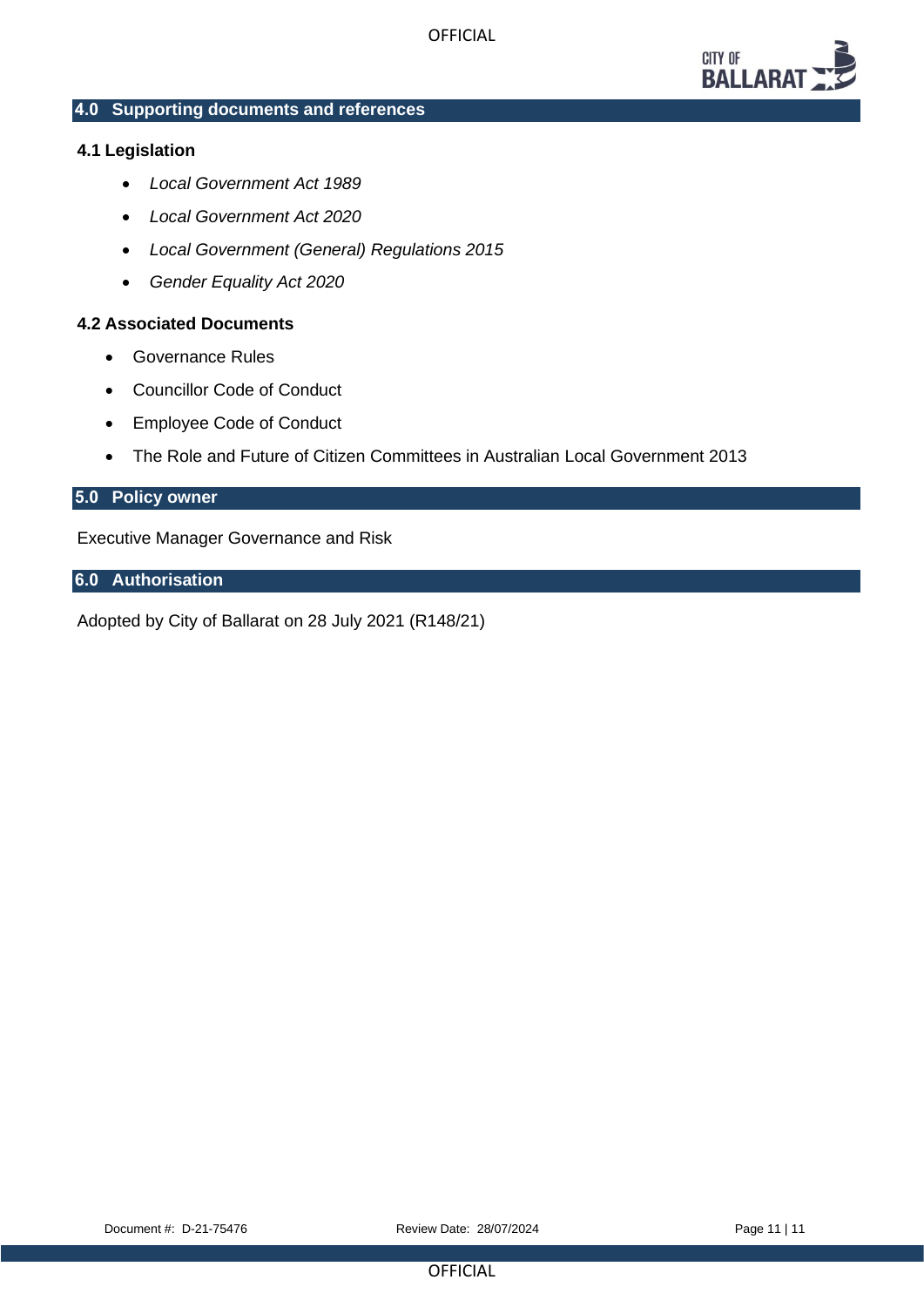## 4.0 Supporting documents and references

### 4.1 Legislation

- *Local Government Act 1989*
- *Local Government Act 2020*
- *Local Government (General) Regulations 2015*
- *Gender Equality Act 2020*

### 4.2 Associated Documents

- Governance Rules
- Councillor Code of Conduct
- Employee Code of Conduct
- The Role and Future of Citizen Committees in Australian Local Government 2013

## 5.0 Policy owner

Executive Manager Governance and Risk

## 6.0 Authorisation

Adopted by City of Ballarat on 28 July 2021 (R148/21)